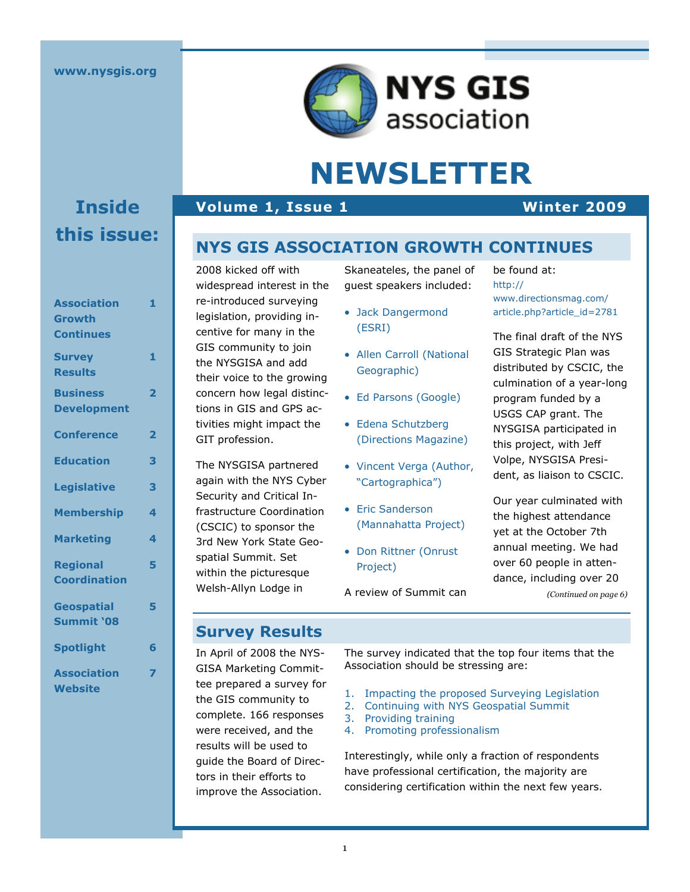www.nysgis.org

# NYS GIS association

# NEWSLETTER

**Volume 1, Issue 1** — **Winter 2009**

## Inside this issue:

| | |
|---|---|
| Association Growth Continues | 1 |
| Survey Results | 1 |
| Business Development | 2 |
| Conference | 2 |
| Education | 3 |
| Legislative | 3 |
| Membership | 4 |
| Marketing | 4 |
| Regional Coordination | 5 |
| Geospatial Summit '08 | 5 |
| Spotlight | 6 |
| Association Website | 7 |

## NYS GIS ASSOCIATION GROWTH CONTINUES

2008 kicked off with widespread interest in the re-introduced surveying legislation, providing incentive for many in the GIS community to join the NYSGISA and add their voice to the growing concern how legal distinctions in GIS and GPS activities might impact the GIT profession.

The NYSGISA partnered again with the NYS Cyber Security and Critical Infrastructure Coordination (CSCIC) to sponsor the 3rd New York State Geospatial Summit. Set within the picturesque Welsh-Allyn Lodge in Skaneateles, the panel of guest speakers included:

- Jack Dangermond (ESRI)
- Allen Carroll (National Geographic)
- Ed Parsons (Google)
- Edena Schutzberg (Directions Magazine)
- Vincent Verga (Author, "Cartographica")
- Eric Sanderson (Mannahatta Project)
- Don Rittner (Onrust Project)

A review of Summit can be found at: http://www.directionsmag.com/article.php?article_id=2781

The final draft of the NYS GIS Strategic Plan was distributed by CSCIC, the culmination of a year-long program funded by a USGS CAP grant. The NYSGISA participated in this project, with Jeff Volpe, NYSGISA President, as liaison to CSCIC.

Our year culminated with the highest attendance yet at the October 7th annual meeting. We had over 60 people in attendance, including over 20

*(Continued on page 6)*

## Survey Results

In April of 2008 the NYSGISA Marketing Committee prepared a survey for the GIS community to complete. 166 responses were received, and the results will be used to guide the Board of Directors in their efforts to improve the Association.

The survey indicated that the top four items that the Association should be stressing are:

1. Impacting the proposed Surveying Legislation
2. Continuing with NYS Geospatial Summit
3. Providing training
4. Promoting professionalism

Interestingly, while only a fraction of respondents have professional certification, the majority are considering certification within the next few years.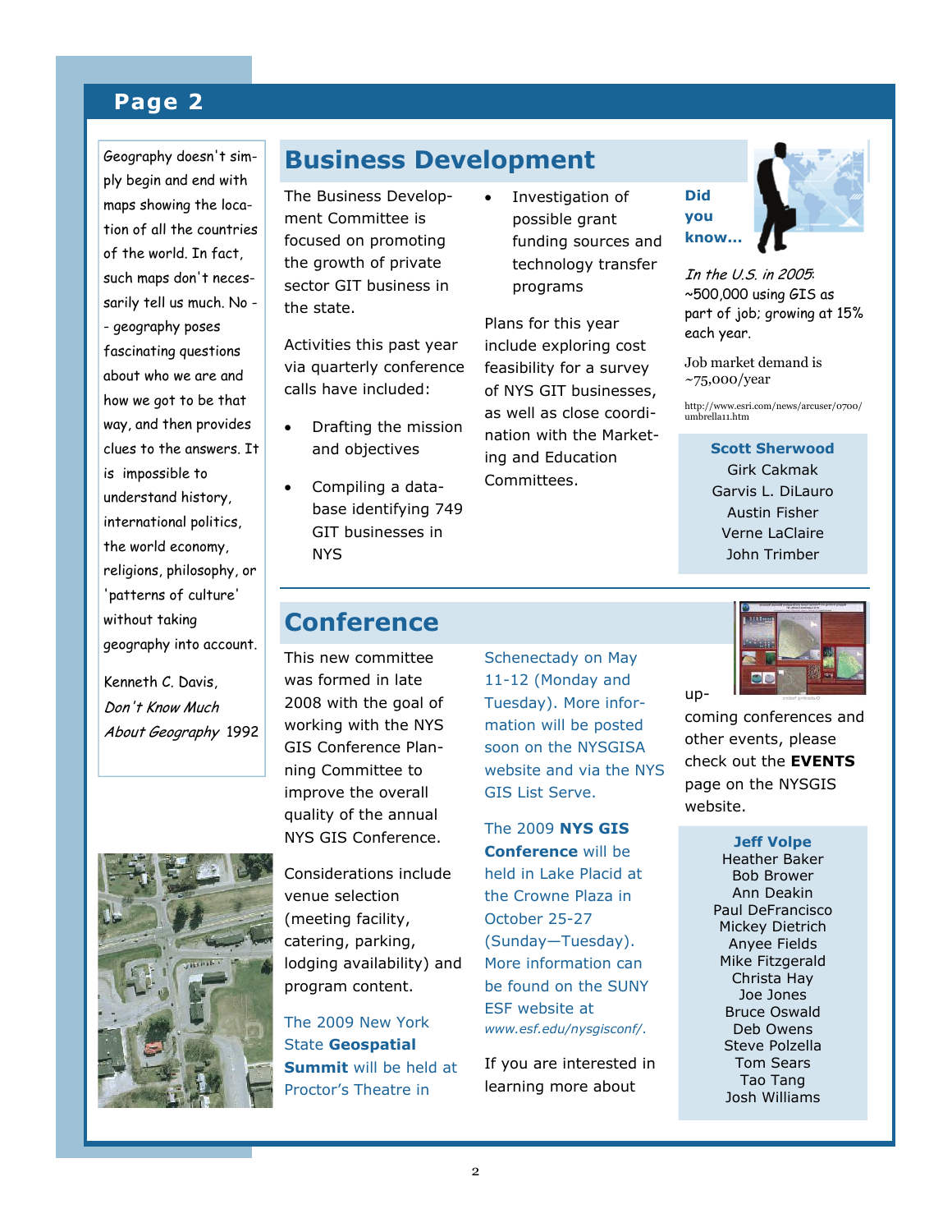Geography doesn't simply begin and end with maps showing the location of all the countries of the world. In fact, such maps don't necessarily tell us much. No -- geography poses fascinating questions about who we are and how we got to be that way, and then provides clues to the answers. It is impossible to understand history, international politics, the world economy, religions, philosophy, or 'patterns of culture' without taking geography into account.

Kenneth C. Davis, *Don't Know Much About Geography* 1992

## Business Development

The Business Development Committee is focused on promoting the growth of private sector GIT business in the state.

Activities this past year via quarterly conference calls have included:

- Drafting the mission and objectives
- Compiling a database identifying 749 GIT businesses in NYS
- Investigation of possible grant funding sources and technology transfer programs

Plans for this year include exploring cost feasibility for a survey of NYS GIT businesses, as well as close coordination with the Marketing and Education Committees.

**Did you know...**

*In the U.S. in 2005*: ~500,000 using GIS as part of job; growing at 15% each year.

Job market demand is ~75,000/year

http://www.esri.com/news/arcuser/0700/umbrella11.htm

**Scott Sherwood**
Girk Cakmak
Garvis L. DiLauro
Austin Fisher
Verne LaClaire
John Trimber

## Conference

This new committee was formed in late 2008 with the goal of working with the NYS GIS Conference Planning Committee to improve the overall quality of the annual NYS GIS Conference.

Considerations include venue selection (meeting facility, catering, parking, lodging availability) and program content.

The 2009 New York State **Geospatial Summit** will be held at Proctor's Theatre in Schenectady on May 11-12 (Monday and Tuesday). More information will be posted soon on the NYSGISA website and via the NYS GIS List Serve.

The 2009 **NYS GIS Conference** will be held in Lake Placid at the Crowne Plaza in October 25-27 (Sunday—Tuesday). More information can be found on the SUNY ESF website at *www.esf.edu/nysgisconf/*.

If you are interested in learning more about upcoming conferences and other events, please check out the **EVENTS** page on the NYSGIS website.

**Jeff Volpe**
Heather Baker
Bob Brower
Ann Deakin
Paul DeFrancisco
Mickey Dietrich
Anyee Fields
Mike Fitzgerald
Christa Hay
Joe Jones
Bruce Oswald
Deb Owens
Steve Polzella
Tom Sears
Tao Tang
Josh Williams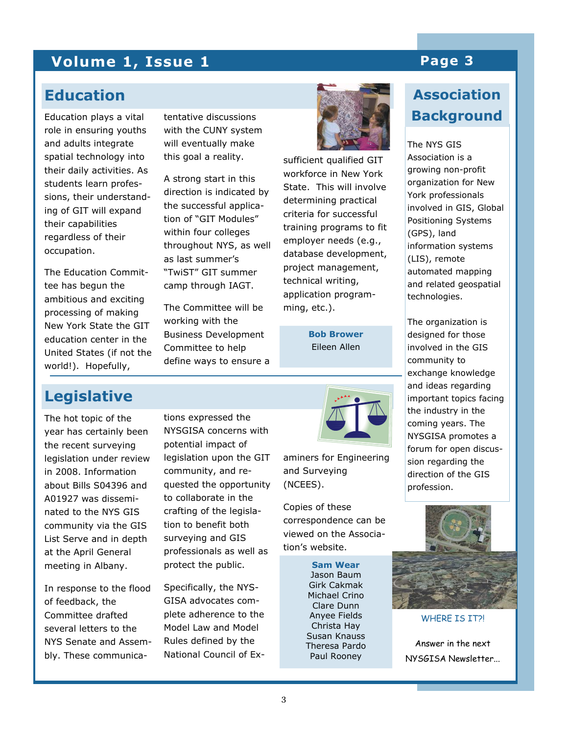## Education

Education plays a vital role in ensuring youths and adults integrate spatial technology into their daily activities. As students learn professions, their understanding of GIT will expand their capabilities regardless of their occupation.

The Education Committee has begun the ambitious and exciting processing of making New York State the GIT education center in the United States (if not the world!). Hopefully, tentative discussions with the CUNY system will eventually make this goal a reality.

A strong start in this direction is indicated by the successful application of "GIT Modules" within four colleges throughout NYS, as well as last summer's "TwiST" GIT summer camp through IAGT.

The Committee will be working with the Business Development Committee to help define ways to ensure a sufficient qualified GIT workforce in New York State. This will involve determining practical criteria for successful training programs to fit employer needs (e.g., database development, project management, technical writing, application programming, etc.).

**Bob Brower**
Eileen Allen

## Legislative

The hot topic of the year has certainly been the recent surveying legislation under review in 2008. Information about Bills S04396 and A01927 was disseminated to the NYS GIS community via the GIS List Serve and in depth at the April General meeting in Albany.

In response to the flood of feedback, the Committee drafted several letters to the NYS Senate and Assembly. These communications expressed the NYSGISA concerns with potential impact of legislation upon the GIT community, and requested the opportunity to collaborate in the crafting of the legislation to benefit both surveying and GIS professionals as well as protect the public.

Specifically, the NYSGISA advocates complete adherence to the Model Law and Model Rules defined by the National Council of Examiners for Engineering and Surveying (NCEES).

Copies of these correspondence can be viewed on the Association's website.

**Sam Wear**
Jason Baum
Girk Cakmak
Michael Crino
Clare Dunn
Anyee Fields
Christa Hay
Susan Knauss
Theresa Pardo
Paul Rooney

## Association Background

The NYS GIS Association is a growing non-profit organization for New York professionals involved in GIS, Global Positioning Systems (GPS), land information systems (LIS), remote automated mapping and related geospatial technologies.

The organization is designed for those involved in the GIS community to exchange knowledge and ideas regarding important topics facing the industry in the coming years. The NYSGISA promotes a forum for open discussion regarding the direction of the GIS profession.

WHERE IS IT?!

Answer in the next NYSGISA Newsletter…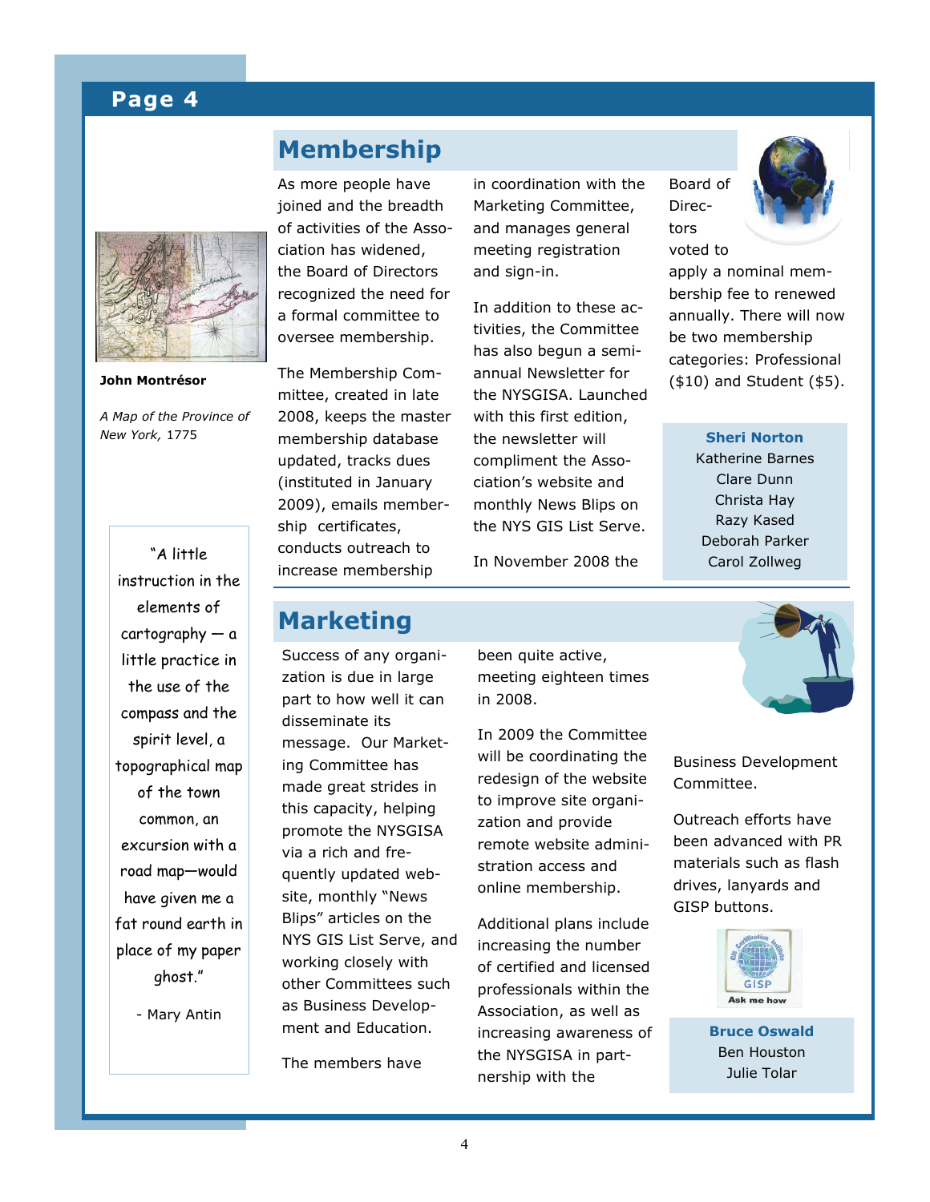## Membership

As more people have joined and the breadth of activities of the Association has widened, the Board of Directors recognized the need for a formal committee to oversee membership.

The Membership Committee, created in late 2008, keeps the master membership database updated, tracks dues (instituted in January 2009), emails membership certificates, conducts outreach to increase membership in coordination with the Marketing Committee, and manages general meeting registration and sign-in.

In addition to these activities, the Committee has also begun a semi-annual Newsletter for the NYSGISA. Launched with this first edition, the newsletter will compliment the Association's website and monthly News Blips on the NYS GIS List Serve.

In November 2008 the Board of Directors voted to apply a nominal membership fee to renewed annually. There will now be two membership categories: Professional ($10) and Student ($5).

**Sheri Norton**
Katherine Barnes
Clare Dunn
Christa Hay
Razy Kased
Deborah Parker
Carol Zollweg

**John Montrésor**

*A Map of the Province of New York,* 1775

"A little instruction in the elements of cartography — a little practice in the use of the compass and the spirit level, a topographical map of the town common, an excursion with a road map—would have given me a fat round earth in place of my paper ghost."

- Mary Antin

## Marketing

Success of any organization is due in large part to how well it can disseminate its message. Our Marketing Committee has made great strides in this capacity, helping promote the NYSGISA via a rich and frequently updated website, monthly "News Blips" articles on the NYS GIS List Serve, and working closely with other Committees such as Business Development and Education.

The members have been quite active, meeting eighteen times in 2008.

In 2009 the Committee will be coordinating the redesign of the website to improve site organization and provide remote website administration access and online membership.

Additional plans include increasing the number of certified and licensed professionals within the Association, as well as increasing awareness of the NYSGISA in partnership with the Business Development Committee.

Outreach efforts have been advanced with PR materials such as flash drives, lanyards and GISP buttons.

**Bruce Oswald**
Ben Houston
Julie Tolar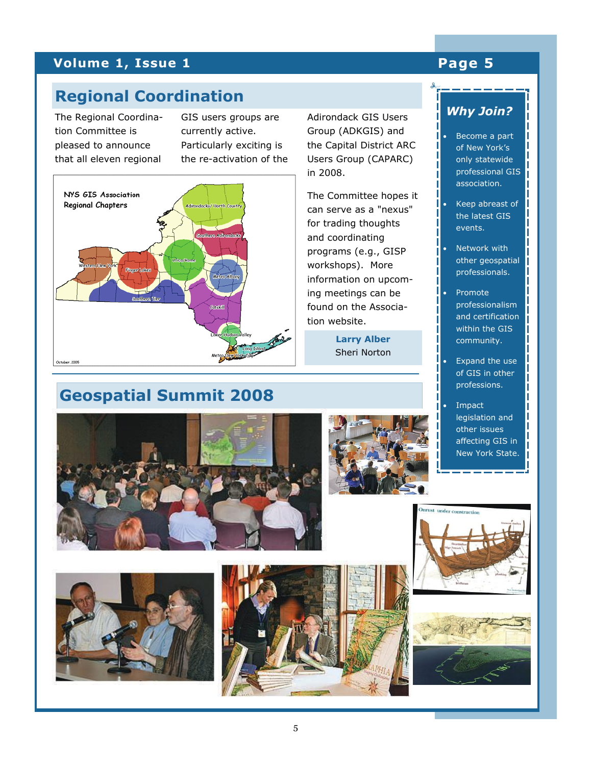## Regional Coordination

The Regional Coordination Committee is pleased to announce that all eleven regional GIS users groups are currently active. Particularly exciting is the re-activation of the Adirondack GIS Users Group (ADKGIS) and the Capital District ARC Users Group (CAPARC) in 2008.

NYS GIS Association
Regional Chapters
Adirondacks/ North Country
Southern Adirondacks
Western New York
Finger Lakes
Utica/Rome
Metro Albany
Southern Tier
Catskill
Lower Hudson Valley
Long Island
Metro New York City
October, 2005

The Committee hopes it can serve as a "nexus" for trading thoughts and coordinating programs (e.g., GISP workshops). More information on upcoming meetings can be found on the Association website.

**Larry Alber**
Sheri Norton

## Geospatial Summit 2008

Onrust under construction

### *Why Join?*

- Become a part of New York's only statewide professional GIS association.
- Keep abreast of the latest GIS events.
- Network with other geospatial professionals.
- Promote professionalism and certification within the GIS community.
- Expand the use of GIS in other professions.
- Impact legislation and other issues affecting GIS in New York State.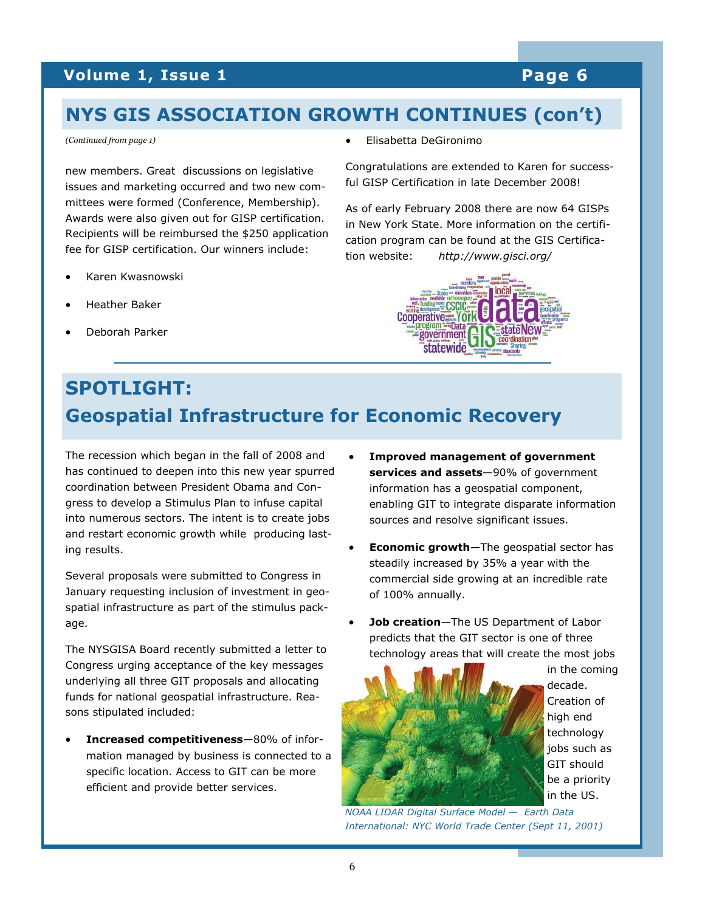## NYS GIS ASSOCIATION GROWTH CONTINUES (con't)

*(Continued from page 1)*

new members. Great discussions on legislative issues and marketing occurred and two new committees were formed (Conference, Membership). Awards were also given out for GISP certification. Recipients will be reimbursed the $250 application fee for GISP certification. Our winners include:

- Karen Kwasnowski
- Heather Baker
- Deborah Parker
- Elisabetta DeGironimo

Congratulations are extended to Karen for successful GISP Certification in late December 2008!

As of early February 2008 there are now 64 GISPs in New York State. More information on the certification program can be found at the GIS Certification website: *http://www.gisci.org/*

## SPOTLIGHT: Geospatial Infrastructure for Economic Recovery

The recession which began in the fall of 2008 and has continued to deepen into this new year spurred coordination between President Obama and Congress to develop a Stimulus Plan to infuse capital into numerous sectors. The intent is to create jobs and restart economic growth while producing lasting results.

Several proposals were submitted to Congress in January requesting inclusion of investment in geospatial infrastructure as part of the stimulus package.

The NYSGISA Board recently submitted a letter to Congress urging acceptance of the key messages underlying all three GIT proposals and allocating funds for national geospatial infrastructure. Reasons stipulated included:

- **Increased competitiveness**—80% of information managed by business is connected to a specific location. Access to GIT can be more efficient and provide better services.
- **Improved management of government services and assets**—90% of government information has a geospatial component, enabling GIT to integrate disparate information sources and resolve significant issues.
- **Economic growth**—The geospatial sector has steadily increased by 35% a year with the commercial side growing at an incredible rate of 100% annually.
- **Job creation**—The US Department of Labor predicts that the GIT sector is one of three technology areas that will create the most jobs in the coming decade. Creation of high end technology jobs such as GIT should be a priority in the US.

*NOAA LIDAR Digital Surface Model — Earth Data International: NYC World Trade Center (Sept 11, 2001)*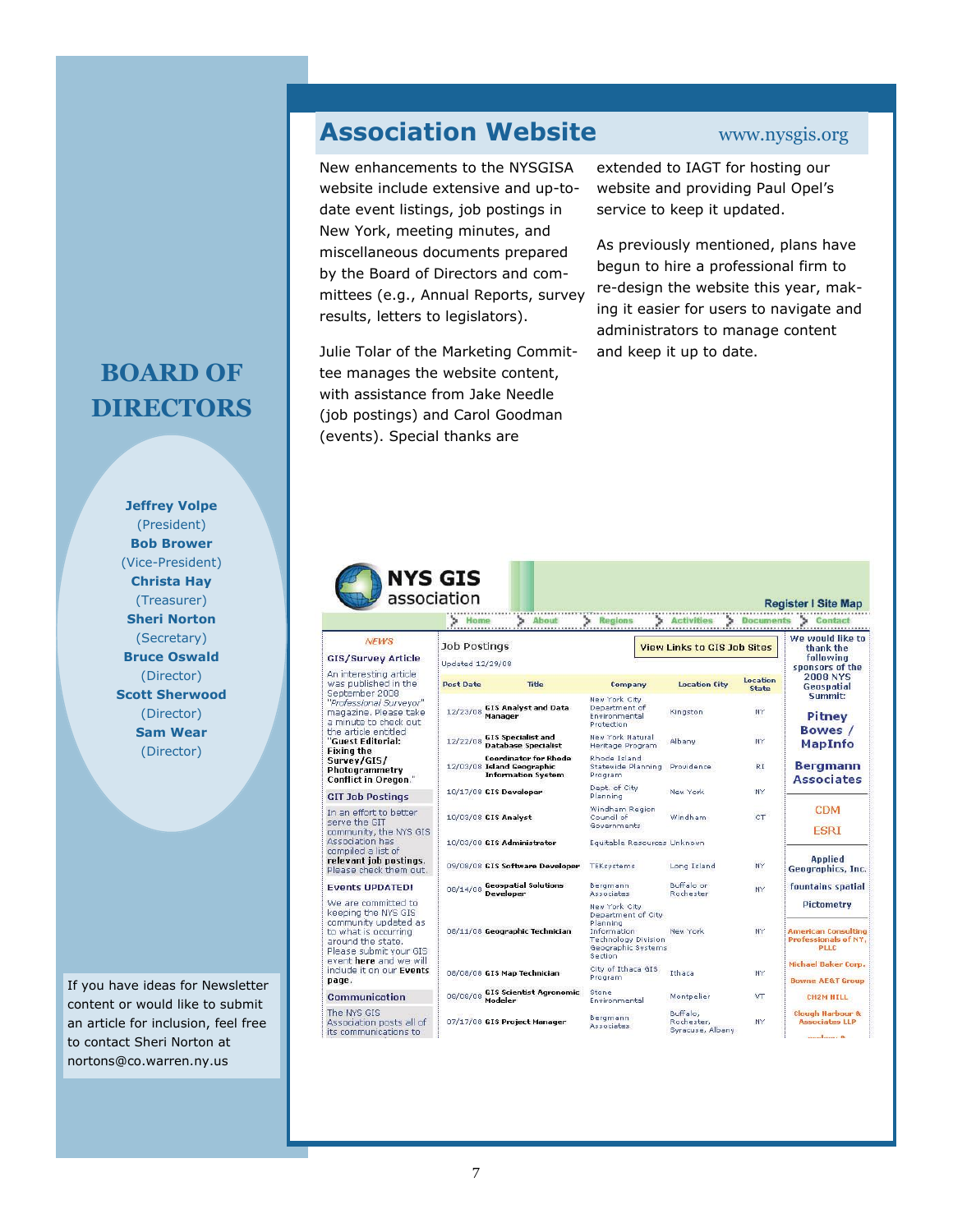## Association Website

www.nysgis.org

New enhancements to the NYSGISA website include extensive and up-to-date event listings, job postings in New York, meeting minutes, and miscellaneous documents prepared by the Board of Directors and committees (e.g., Annual Reports, survey results, letters to legislators).

Julie Tolar of the Marketing Committee manages the website content, with assistance from Jake Needle (job postings) and Carol Goodman (events). Special thanks are extended to IAGT for hosting our website and providing Paul Opel's service to keep it updated.

As previously mentioned, plans have begun to hire a professional firm to re-design the website this year, making it easier for users to navigate and administrators to manage content and keep it up to date.

NYS GIS association

Register | Site Map

Home | About | Regions | Activities | Documents | Contact

**NEWS**

**GIS/Survey Article**

An interesting article was published in the September 2008 "*Professional Surveyor*" magazine. Please take a minute to check out the article entitled **"Guest Editorial: Fixing the Survey/GIS/Photogrammetry Conflict in Oregon."**

**GIT Job Postings**

In an effort to better serve the GIT community, the NYS GIS Association has compiled a list of **relevant job postings**. Please check them out.

**Events UPDATED!**

We are committed to keeping the NYS GIS community updated as to what is occurring around the state. Please submit your GIS event **here** and we will include it on our **Events** page.

**Communication**

The NYS GIS Association posts all of its communications to

Job Postings

Updated 12/29/08

View Links to GIS Job Sites

| Post Date | Title | Company | Location City | Location State |
|---|---|---|---|---|
| 12/23/08 | GIS Analyst and Data Manager | New York City Department of Environmental Protection | Kingston | NY |
| 12/22/08 | GIS Specialist and Database Specialist | New York Natural Heritage Program | Albany | NY |
| 12/03/08 | Coordinator for Rhode Island Geographic Information System | Rhode Island Statewide Planning Program | Providence | RI |
| 10/17/08 | GIS Developer | Dept. of City Planning | New York | NY |
| 10/03/08 | GIS Analyst | Windham Region Council of Governments | Windham | CT |
| 10/03/08 | GIS Administrator | Equitable Resources | Unknown | |
| 09/08/08 | GIS Software Developer | TEKsystems | Long Island | NY |
| 08/14/08 | Geospatial Solutions Developer | Bergmann Associates | Buffalo or Rochester | NY |
| 08/11/08 | Geographic Technician | New York City Department of City Planning Information Technology Division Geographic Systems Section | New York | NY |
| 08/08/08 | GIS Map Technician | City of Ithaca GIS Program | Ithaca | NY |
| 08/08/08 | GIS Scientist Agronomic Modeler | Stone Environmental | Montpelier | VT |
| 07/17/08 | GIS Project Manager | Bergmann Associates | Buffalo, Rochester, Syracuse, Albany | NY |

We would like to thank the following sponsors of the 2008 NYS Geospatial Summit:

Pitney Bowes / MapInfo

Bergmann Associates

CDM

ESRI

Applied Geographics, Inc.

fountains spatial

Pictometry

American Consulting Professionals of NY, PLLC

Michael Baker Corp.

Downe AE&T Group

CH2M HILL

Clough Harbour & Associates LLP

## BOARD OF DIRECTORS

**Jeffrey Volpe**
(President)
**Bob Brower**
(Vice-President)
**Christa Hay**
(Treasurer)
**Sheri Norton**
(Secretary)
**Bruce Oswald**
(Director)
**Scott Sherwood**
(Director)
**Sam Wear**
(Director)

If you have ideas for Newsletter content or would like to submit an article for inclusion, feel free to contact Sheri Norton at nortons@co.warren.ny.us